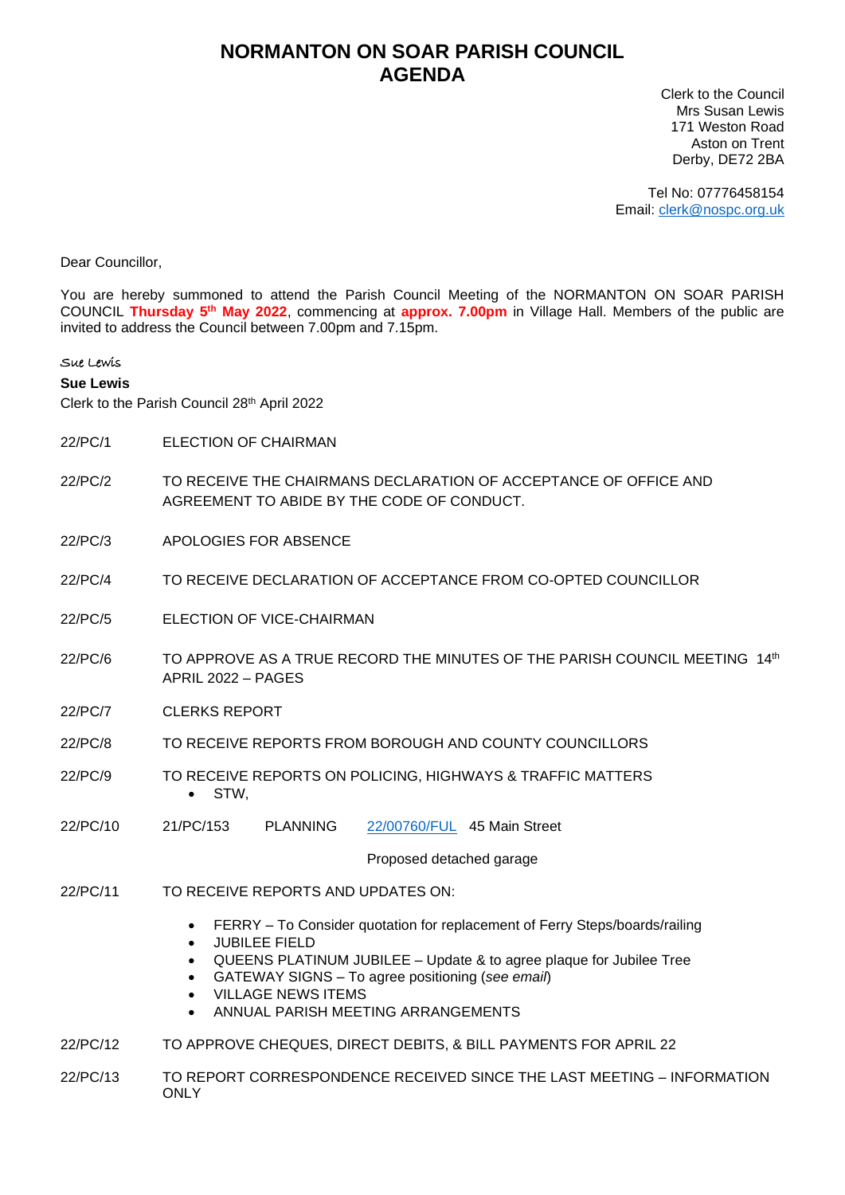# NORMANTON ON SOAR PARISH COUNCIL
# AGENDA

Clerk to the Council
Mrs Susan Lewis
171 Weston Road
Aston on Trent
Derby, DE72 2BA

Tel No: 07776458154
Email: clerk@nospc.org.uk

Dear Councillor,

You are hereby summoned to attend the Parish Council Meeting of the NORMANTON ON SOAR PARISH COUNCIL **Thursday 5th May 2022**, commencing at **approx. 7.00pm** in Village Hall. Members of the public are invited to address the Council between 7.00pm and 7.15pm.

*Sue Lewis*

**Sue Lewis**
Clerk to the Parish Council 28th April 2022

22/PC/1 ELECTION OF CHAIRMAN

22/PC/2 TO RECEIVE THE CHAIRMANS DECLARATION OF ACCEPTANCE OF OFFICE AND AGREEMENT TO ABIDE BY THE CODE OF CONDUCT.

22/PC/3 APOLOGIES FOR ABSENCE

22/PC/4 TO RECEIVE DECLARATION OF ACCEPTANCE FROM CO-OPTED COUNCILLOR

22/PC/5 ELECTION OF VICE-CHAIRMAN

22/PC/6 TO APPROVE AS A TRUE RECORD THE MINUTES OF THE PARISH COUNCIL MEETING 14th APRIL 2022 – PAGES

22/PC/7 CLERKS REPORT

22/PC/8 TO RECEIVE REPORTS FROM BOROUGH AND COUNTY COUNCILLORS

22/PC/9 TO RECEIVE REPORTS ON POLICING, HIGHWAYS & TRAFFIC MATTERS

- STW,

22/PC/10 21/PC/153 PLANNING 22/00760/FUL 45 Main Street

Proposed detached garage

22/PC/11 TO RECEIVE REPORTS AND UPDATES ON:

- FERRY – To Consider quotation for replacement of Ferry Steps/boards/railing
- JUBILEE FIELD
- QUEENS PLATINUM JUBILEE – Update & to agree plaque for Jubilee Tree
- GATEWAY SIGNS – To agree positioning (*see email*)
- VILLAGE NEWS ITEMS
- ANNUAL PARISH MEETING ARRANGEMENTS

22/PC/12 TO APPROVE CHEQUES, DIRECT DEBITS, & BILL PAYMENTS FOR APRIL 22

22/PC/13 TO REPORT CORRESPONDENCE RECEIVED SINCE THE LAST MEETING – INFORMATION ONLY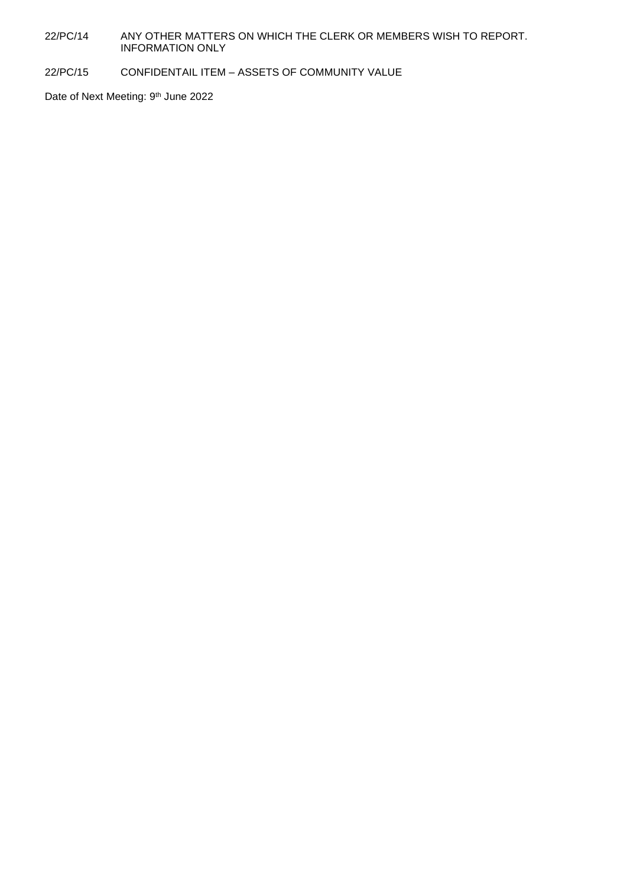22/PC/14 ANY OTHER MATTERS ON WHICH THE CLERK OR MEMBERS WISH TO REPORT. INFORMATION ONLY

22/PC/15 CONFIDENTAIL ITEM – ASSETS OF COMMUNITY VALUE

Date of Next Meeting: 9th June 2022